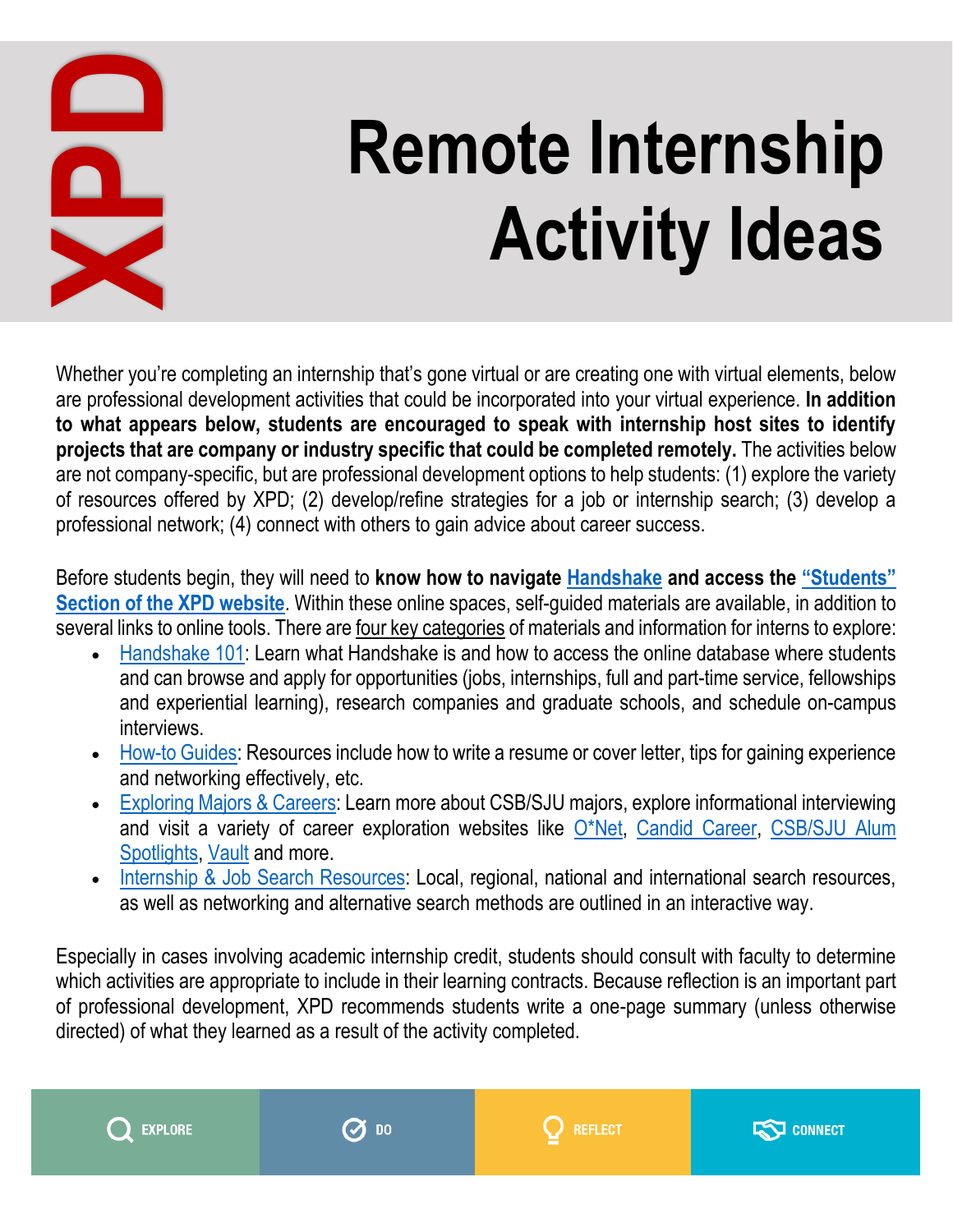XPD

# Remote Internship Activity Ideas

Whether you're completing an internship that's gone virtual or are creating one with virtual elements, below are professional development activities that could be incorporated into your virtual experience. **In addition to what appears below, students are encouraged to speak with internship host sites to identify projects that are company or industry specific that could be completed remotely.** The activities below are not company-specific, but are professional development options to help students: (1) explore the variety of resources offered by XPD; (2) develop/refine strategies for a job or internship search; (3) develop a professional network; (4) connect with others to gain advice about career success.

Before students begin, they will need to **know how to navigate Handshake and access the "Students" Section of the XPD website**. Within these online spaces, self-guided materials are available, in addition to several links to online tools. There are four key categories of materials and information for interns to explore:

- Handshake 101: Learn what Handshake is and how to access the online database where students and can browse and apply for opportunities (jobs, internships, full and part-time service, fellowships and experiential learning), research companies and graduate schools, and schedule on-campus interviews.
- How-to Guides: Resources include how to write a resume or cover letter, tips for gaining experience and networking effectively, etc.
- Exploring Majors & Careers: Learn more about CSB/SJU majors, explore informational interviewing and visit a variety of career exploration websites like O*Net, Candid Career, CSB/SJU Alum Spotlights, Vault and more.
- Internship & Job Search Resources: Local, regional, national and international search resources, as well as networking and alternative search methods are outlined in an interactive way.

Especially in cases involving academic internship credit, students should consult with faculty to determine which activities are appropriate to include in their learning contracts. Because reflection is an important part of professional development, XPD recommends students write a one-page summary (unless otherwise directed) of what they learned as a result of the activity completed.

EXPLORE | DO | REFLECT | CONNECT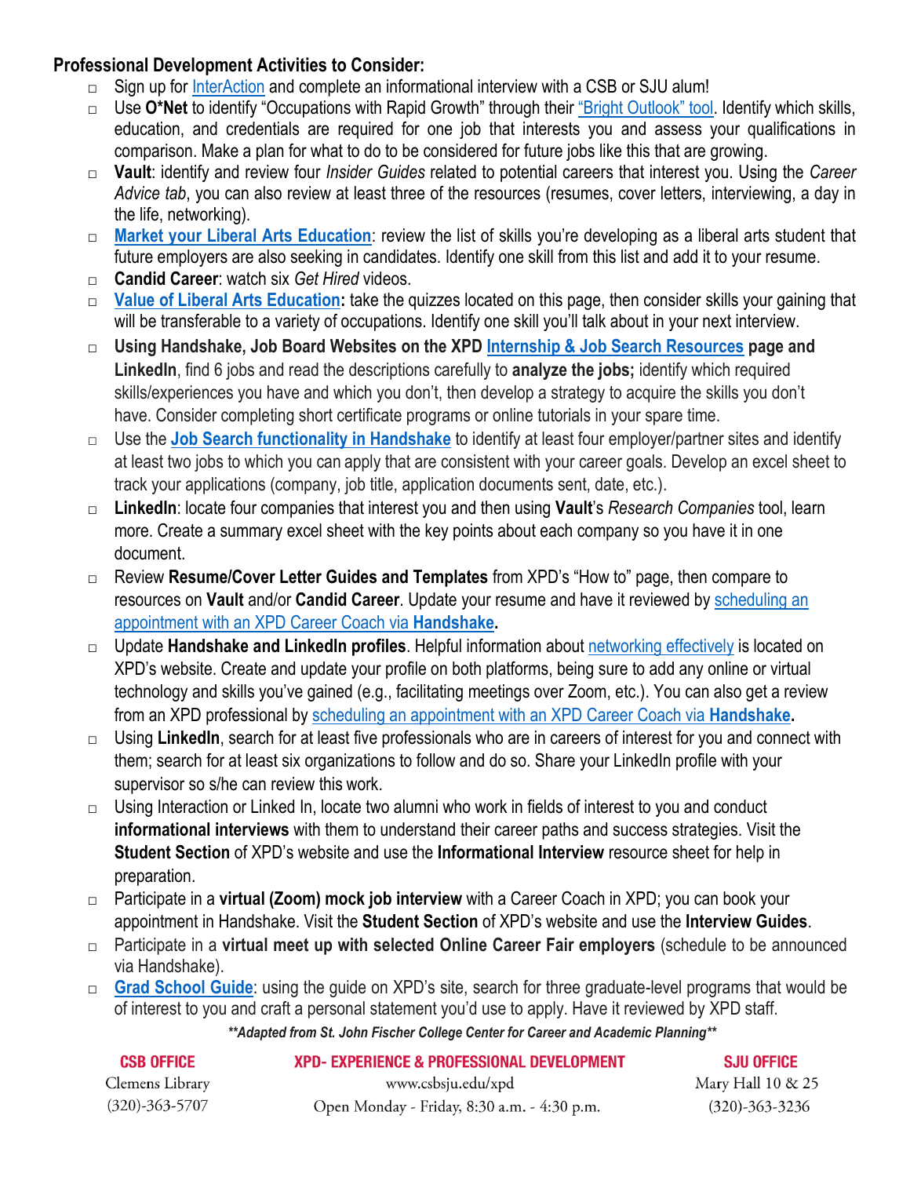**Professional Development Activities to Consider:**

- □ Sign up for InterAction and complete an informational interview with a CSB or SJU alum!
- □ Use **O*Net** to identify "Occupations with Rapid Growth" through their "Bright Outlook" tool. Identify which skills, education, and credentials are required for one job that interests you and assess your qualifications in comparison. Make a plan for what to do to be considered for future jobs like this that are growing.
- □ **Vault**: identify and review four *Insider Guides* related to potential careers that interest you. Using the *Career Advice tab*, you can also review at least three of the resources (resumes, cover letters, interviewing, a day in the life, networking).
- □ **Market your Liberal Arts Education**: review the list of skills you're developing as a liberal arts student that future employers are also seeking in candidates. Identify one skill from this list and add it to your resume.
- □ **Candid Career**: watch six *Get Hired* videos.
- □ **Value of Liberal Arts Education:** take the quizzes located on this page, then consider skills your gaining that will be transferable to a variety of occupations. Identify one skill you'll talk about in your next interview.
- □ **Using Handshake, Job Board Websites on the XPD Internship & Job Search Resources page and LinkedIn**, find 6 jobs and read the descriptions carefully to **analyze the jobs;** identify which required skills/experiences you have and which you don't, then develop a strategy to acquire the skills you don't have. Consider completing short certificate programs or online tutorials in your spare time.
- □ Use the **Job Search functionality in Handshake** to identify at least four employer/partner sites and identify at least two jobs to which you can apply that are consistent with your career goals. Develop an excel sheet to track your applications (company, job title, application documents sent, date, etc.).
- □ **LinkedIn**: locate four companies that interest you and then using **Vault**'s *Research Companies* tool, learn more. Create a summary excel sheet with the key points about each company so you have it in one document.
- □ Review **Resume/Cover Letter Guides and Templates** from XPD's "How to" page, then compare to resources on **Vault** and/or **Candid Career**. Update your resume and have it reviewed by scheduling an appointment with an XPD Career Coach via **Handshake.**
- □ Update **Handshake and LinkedIn profiles**. Helpful information about networking effectively is located on XPD's website. Create and update your profile on both platforms, being sure to add any online or virtual technology and skills you've gained (e.g., facilitating meetings over Zoom, etc.). You can also get a review from an XPD professional by scheduling an appointment with an XPD Career Coach via **Handshake.**
- □ Using **LinkedIn**, search for at least five professionals who are in careers of interest for you and connect with them; search for at least six organizations to follow and do so. Share your LinkedIn profile with your supervisor so s/he can review this work.
- □ Using Interaction or Linked In, locate two alumni who work in fields of interest to you and conduct **informational interviews** with them to understand their career paths and success strategies. Visit the **Student Section** of XPD's website and use the **Informational Interview** resource sheet for help in preparation.
- □ Participate in a **virtual (Zoom) mock job interview** with a Career Coach in XPD; you can book your appointment in Handshake. Visit the **Student Section** of XPD's website and use the **Interview Guides**.
- □ Participate in a **virtual meet up with selected Online Career Fair employers** (schedule to be announced via Handshake).
- □ **Grad School Guide**: using the guide on XPD's site, search for three graduate-level programs that would be of interest to you and craft a personal statement you'd use to apply. Have it reviewed by XPD staff.

***Adapted from St. John Fischer College Center for Career and Academic Planning***

**CSB OFFICE**
Clemens Library
(320)-363-5707

**XPD- EXPERIENCE & PROFESSIONAL DEVELOPMENT**
www.csbsju.edu/xpd
Open Monday - Friday, 8:30 a.m. - 4:30 p.m.

**SJU OFFICE**
Mary Hall 10 & 25
(320)-363-3236